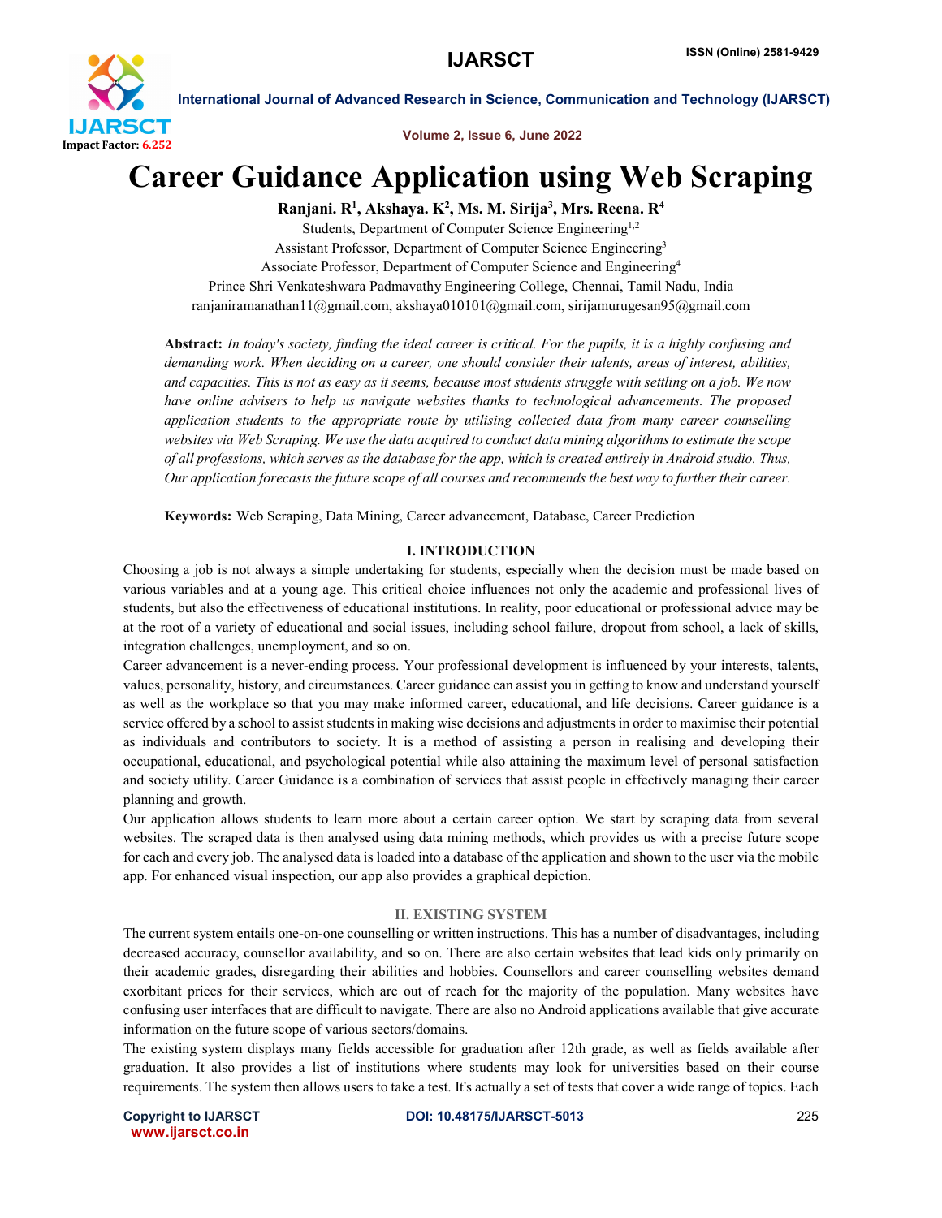# Career Guidance Application using Web Scraping

**Ranjani. R[1], Akshaya. K[2], Ms. M. Sirija[3], Mrs. Reena. R[4]**

Students, Department of Computer Science Engineering[1,2]
Assistant Professor, Department of Computer Science Engineering[3]
Associate Professor, Department of Computer Science and Engineering[4]
Prince Shri Venkateshwara Padmavathy Engineering College, Chennai, Tamil Nadu, India
ranjaniramanathan11@gmail.com, akshaya010101@gmail.com, sirijamurugesan95@gmail.com

**Abstract:** *In today's society, finding the ideal career is critical. For the pupils, it is a highly confusing and demanding work. When deciding on a career, one should consider their talents, areas of interest, abilities, and capacities. This is not as easy as it seems, because most students struggle with settling on a job. We now have online advisers to help us navigate websites thanks to technological advancements. The proposed application students to the appropriate route by utilising collected data from many career counselling websites via Web Scraping. We use the data acquired to conduct data mining algorithms to estimate the scope of all professions, which serves as the database for the app, which is created entirely in Android studio. Thus, Our application forecasts the future scope of all courses and recommends the best way to further their career.*

**Keywords:** Web Scraping, Data Mining, Career advancement, Database, Career Prediction

## I. INTRODUCTION

Choosing a job is not always a simple undertaking for students, especially when the decision must be made based on various variables and at a young age. This critical choice influences not only the academic and professional lives of students, but also the effectiveness of educational institutions. In reality, poor educational or professional advice may be at the root of a variety of educational and social issues, including school failure, dropout from school, a lack of skills, integration challenges, unemployment, and so on.

Career advancement is a never-ending process. Your professional development is influenced by your interests, talents, values, personality, history, and circumstances. Career guidance can assist you in getting to know and understand yourself as well as the workplace so that you may make informed career, educational, and life decisions. Career guidance is a service offered by a school to assist students in making wise decisions and adjustments in order to maximise their potential as individuals and contributors to society. It is a method of assisting a person in realising and developing their occupational, educational, and psychological potential while also attaining the maximum level of personal satisfaction and society utility. Career Guidance is a combination of services that assist people in effectively managing their career planning and growth.

Our application allows students to learn more about a certain career option. We start by scraping data from several websites. The scraped data is then analysed using data mining methods, which provides us with a precise future scope for each and every job. The analysed data is loaded into a database of the application and shown to the user via the mobile app. For enhanced visual inspection, our app also provides a graphical depiction.

## II. EXISTING SYSTEM

The current system entails one-on-one counselling or written instructions. This has a number of disadvantages, including decreased accuracy, counsellor availability, and so on. There are also certain websites that lead kids only primarily on their academic grades, disregarding their abilities and hobbies. Counsellors and career counselling websites demand exorbitant prices for their services, which are out of reach for the majority of the population. Many websites have confusing user interfaces that are difficult to navigate. There are also no Android applications available that give accurate information on the future scope of various sectors/domains.

The existing system displays many fields accessible for graduation after 12th grade, as well as fields available after graduation. It also provides a list of institutions where students may look for universities based on their course requirements. The system then allows users to take a test. It's actually a set of tests that cover a wide range of topics. Each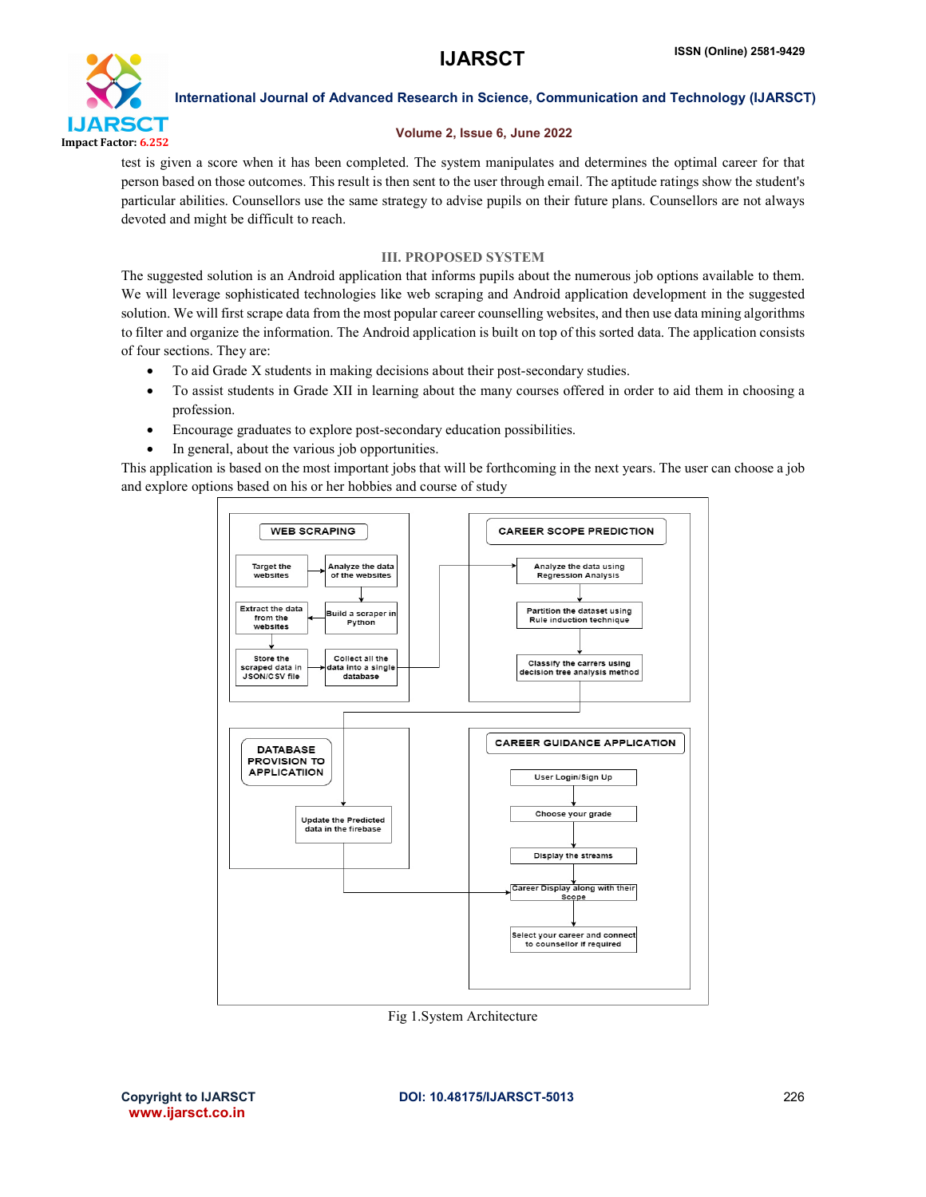test is given a score when it has been completed. The system manipulates and determines the optimal career for that person based on those outcomes. This result is then sent to the user through email. The aptitude ratings show the student's particular abilities. Counsellors use the same strategy to advise pupils on their future plans. Counsellors are not always devoted and might be difficult to reach.

## III. PROPOSED SYSTEM

The suggested solution is an Android application that informs pupils about the numerous job options available to them. We will leverage sophisticated technologies like web scraping and Android application development in the suggested solution. We will first scrape data from the most popular career counselling websites, and then use data mining algorithms to filter and organize the information. The Android application is built on top of this sorted data. The application consists of four sections. They are:

- To aid Grade X students in making decisions about their post-secondary studies.
- To assist students in Grade XII in learning about the many courses offered in order to aid them in choosing a profession.
- Encourage graduates to explore post-secondary education possibilities.
- In general, about the various job opportunities.

This application is based on the most important jobs that will be forthcoming in the next years. The user can choose a job and explore options based on his or her hobbies and course of study

Fig 1.System Architecture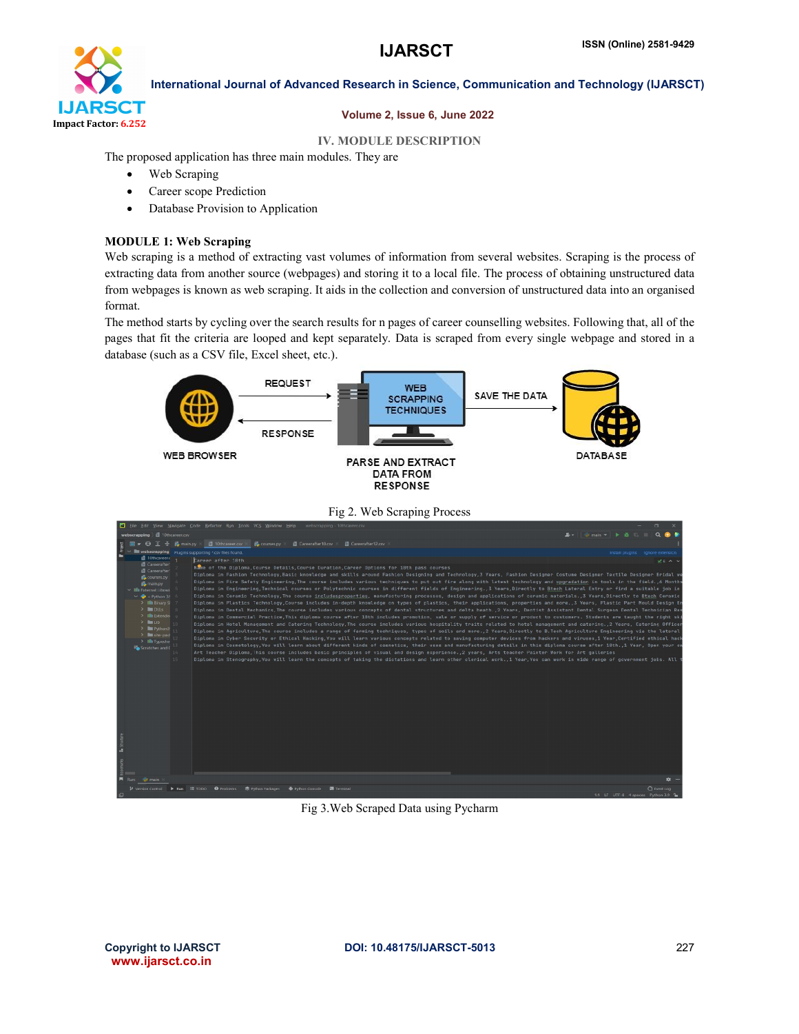## IV. MODULE DESCRIPTION

The proposed application has three main modules. They are

- Web Scraping
- Career scope Prediction
- Database Provision to Application

### MODULE 1: Web Scraping

Web scraping is a method of extracting vast volumes of information from several websites. Scraping is the process of extracting data from another source (webpages) and storing it to a local file. The process of obtaining unstructured data from webpages is known as web scraping. It aids in the collection and conversion of unstructured data into an organised format.

The method starts by cycling over the search results for n pages of career counselling websites. Following that, all of the pages that fit the criteria are looped and kept separately. Data is scraped from every single webpage and stored in a database (such as a CSV file, Excel sheet, etc.).

Fig 2. Web Scraping Process

Fig 3.Web Scraped Data using Pycharm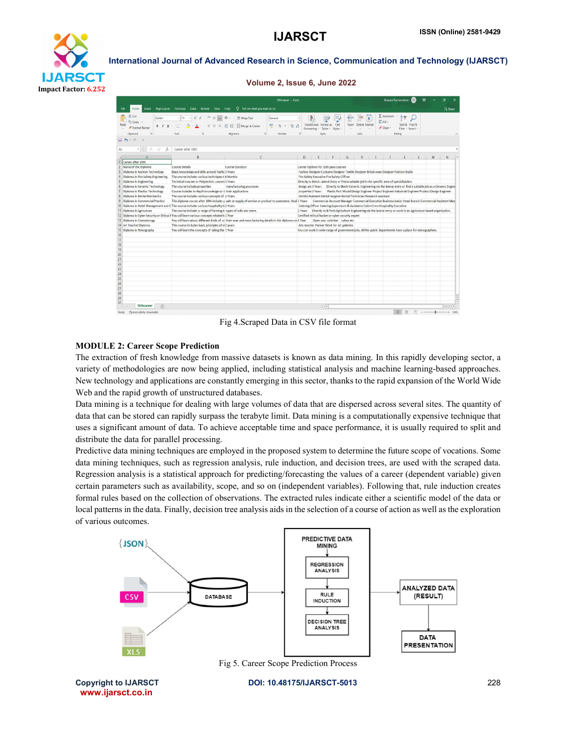Fig 4.Scraped Data in CSV file format

**MODULE 2: Career Scope Prediction**

The extraction of fresh knowledge from massive datasets is known as data mining. In this rapidly developing sector, a variety of methodologies are now being applied, including statistical analysis and machine learning-based approaches. New technology and applications are constantly emerging in this sector, thanks to the rapid expansion of the World Wide Web and the rapid growth of unstructured databases.

Data mining is a technique for dealing with large volumes of data that are dispersed across several sites. The quantity of data that can be stored can rapidly surpass the terabyte limit. Data mining is a computationally expensive technique that uses a significant amount of data. To achieve acceptable time and space performance, it is usually required to split and distribute the data for parallel processing.

Predictive data mining techniques are employed in the proposed system to determine the future scope of vocations. Some data mining techniques, such as regression analysis, rule induction, and decision trees, are used with the scraped data. Regression analysis is a statistical approach for predicting/forecasting the values of a career (dependent variable) given certain parameters such as availability, scope, and so on (independent variables). Following that, rule induction creates formal rules based on the collection of observations. The extracted rules indicate either a scientific model of the data or local patterns in the data. Finally, decision tree analysis aids in the selection of a course of action as well as the exploration of various outcomes.

Fig 5. Career Scope Prediction Process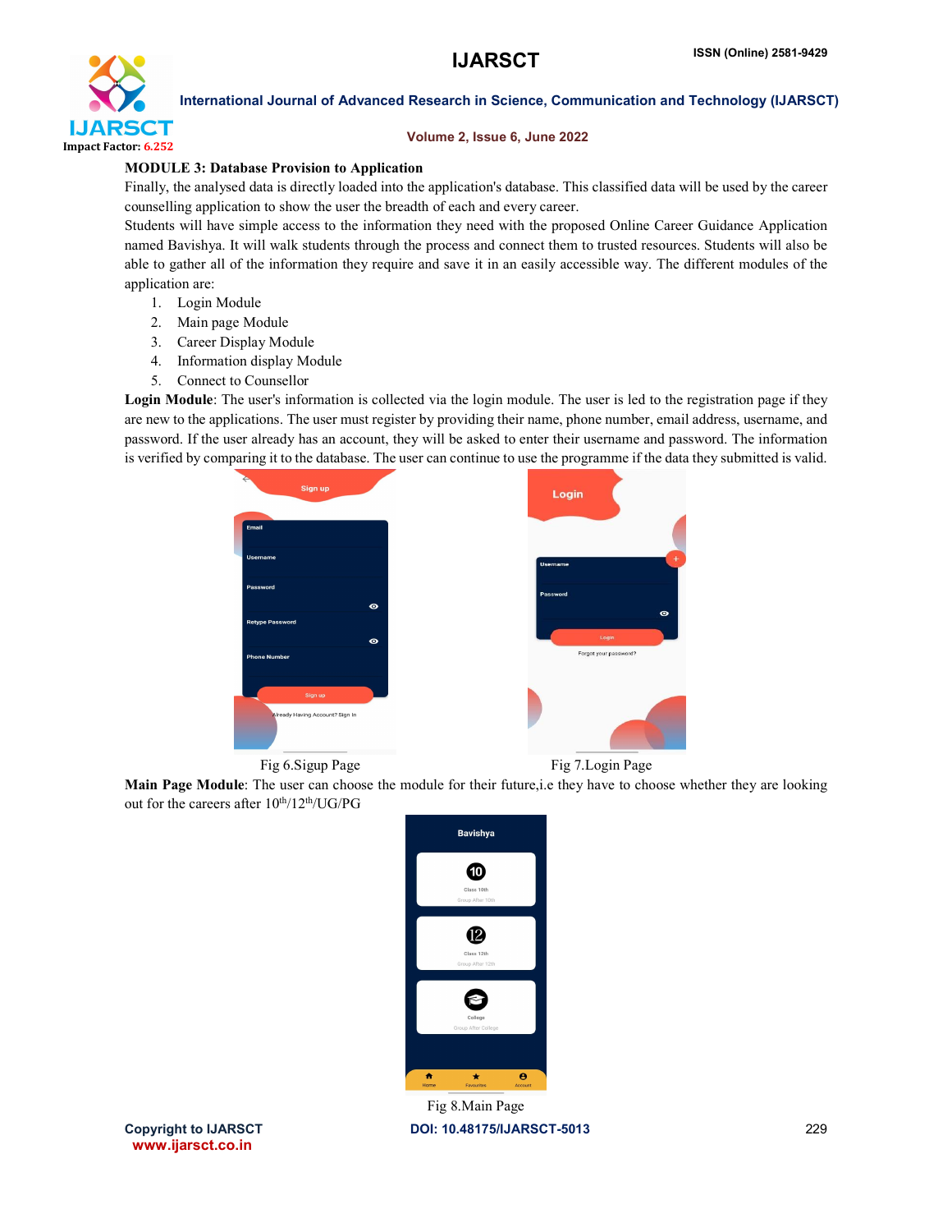**MODULE 3: Database Provision to Application**

Finally, the analysed data is directly loaded into the application's database. This classified data will be used by the career counselling application to show the user the breadth of each and every career.

Students will have simple access to the information they need with the proposed Online Career Guidance Application named Bavishya. It will walk students through the process and connect them to trusted resources. Students will also be able to gather all of the information they require and save it in an easily accessible way. The different modules of the application are:

1. Login Module
2. Main page Module
3. Career Display Module
4. Information display Module
5. Connect to Counsellor

**Login Module**: The user's information is collected via the login module. The user is led to the registration page if they are new to the applications. The user must register by providing their name, phone number, email address, username, and password. If the user already has an account, they will be asked to enter their username and password. The information is verified by comparing it to the database. The user can continue to use the programme if the data they submitted is valid.

Fig 6.Sigup Page

Fig 7.Login Page

**Main Page Module**: The user can choose the module for their future,i.e they have to choose whether they are looking out for the careers after 10th/12th/UG/PG

Fig 8.Main Page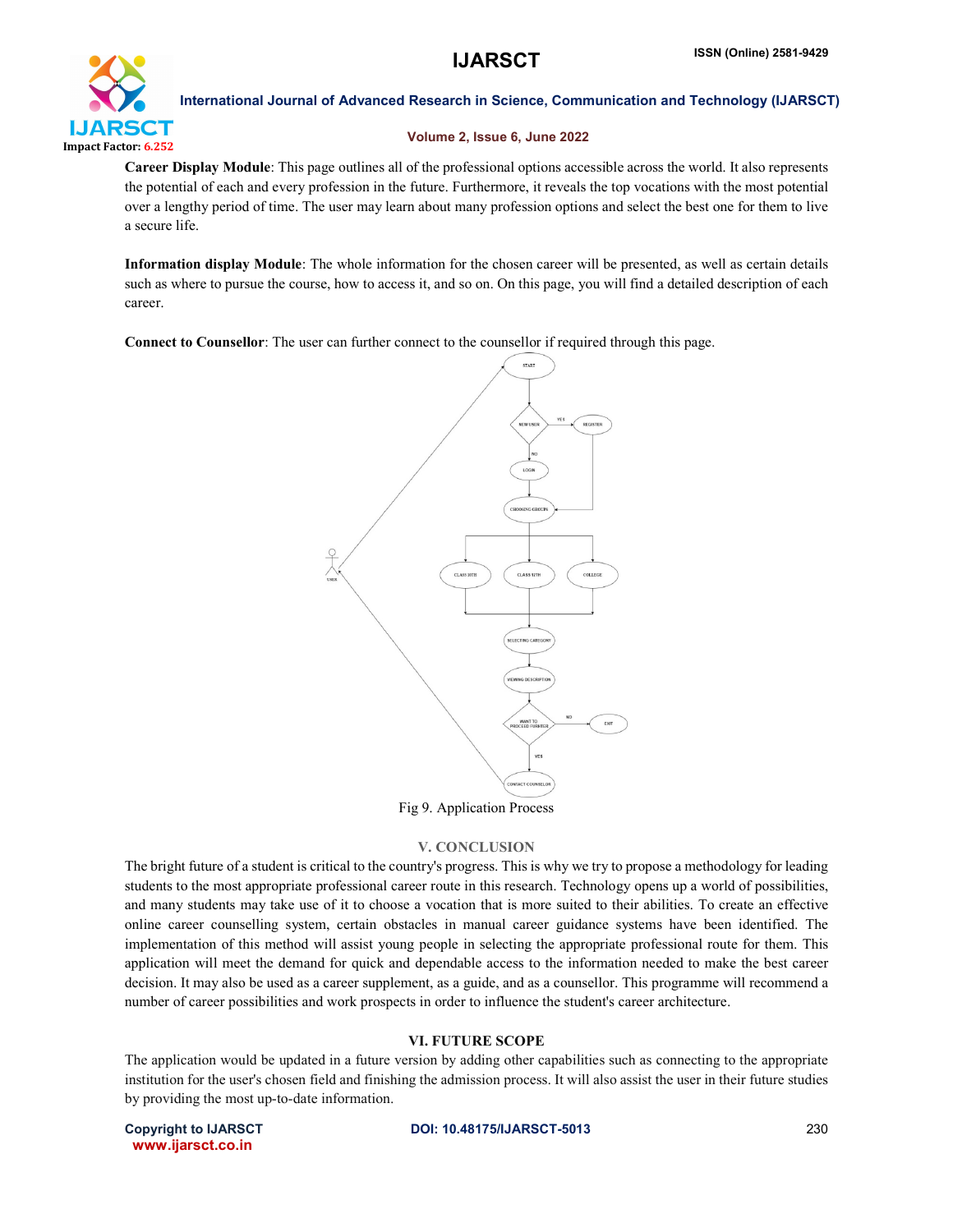**Career Display Module**: This page outlines all of the professional options accessible across the world. It also represents the potential of each and every profession in the future. Furthermore, it reveals the top vocations with the most potential over a lengthy period of time. The user may learn about many profession options and select the best one for them to live a secure life.

**Information display Module**: The whole information for the chosen career will be presented, as well as certain details such as where to pursue the course, how to access it, and so on. On this page, you will find a detailed description of each career.

**Connect to Counsellor**: The user can further connect to the counsellor if required through this page.

Fig 9. Application Process

## V. CONCLUSION

The bright future of a student is critical to the country's progress. This is why we try to propose a methodology for leading students to the most appropriate professional career route in this research. Technology opens up a world of possibilities, and many students may take use of it to choose a vocation that is more suited to their abilities. To create an effective online career counselling system, certain obstacles in manual career guidance systems have been identified. The implementation of this method will assist young people in selecting the appropriate professional route for them. This application will meet the demand for quick and dependable access to the information needed to make the best career decision. It may also be used as a career supplement, as a guide, and as a counsellor. This programme will recommend a number of career possibilities and work prospects in order to influence the student's career architecture.

## VI. FUTURE SCOPE

The application would be updated in a future version by adding other capabilities such as connecting to the appropriate institution for the user's chosen field and finishing the admission process. It will also assist the user in their future studies by providing the most up-to-date information.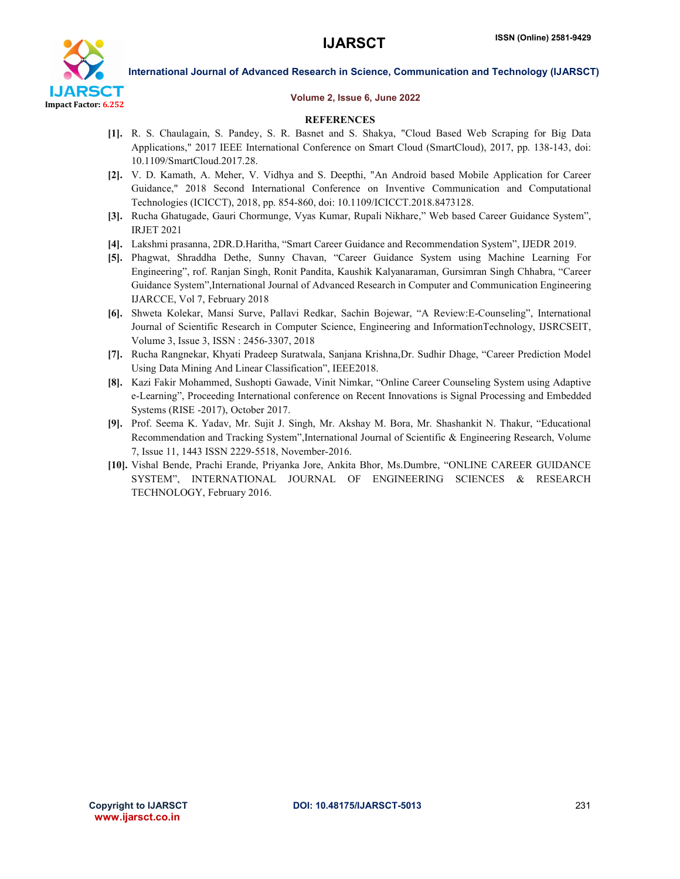## REFERENCES

[1]. R. S. Chaulagain, S. Pandey, S. R. Basnet and S. Shakya, "Cloud Based Web Scraping for Big Data Applications," 2017 IEEE International Conference on Smart Cloud (SmartCloud), 2017, pp. 138-143, doi: 10.1109/SmartCloud.2017.28.

[2]. V. D. Kamath, A. Meher, V. Vidhya and S. Deepthi, "An Android based Mobile Application for Career Guidance," 2018 Second International Conference on Inventive Communication and Computational Technologies (ICICCT), 2018, pp. 854-860, doi: 10.1109/ICICCT.2018.8473128.

[3]. Rucha Ghatugade, Gauri Chormunge, Vyas Kumar, Rupali Nikhare," Web based Career Guidance System", IRJET 2021

[4]. Lakshmi prasanna, 2DR.D.Haritha, "Smart Career Guidance and Recommendation System", IJEDR 2019.

[5]. Phagwat, Shraddha Dethe, Sunny Chavan, "Career Guidance System using Machine Learning For Engineering", rof. Ranjan Singh, Ronit Pandita, Kaushik Kalyanaraman, Gursimran Singh Chhabra, "Career Guidance System",International Journal of Advanced Research in Computer and Communication Engineering IJARCCE, Vol 7, February 2018

[6]. Shweta Kolekar, Mansi Surve, Pallavi Redkar, Sachin Bojewar, "A Review:E-Counseling", International Journal of Scientific Research in Computer Science, Engineering and InformationTechnology, IJSRCSEIT, Volume 3, Issue 3, ISSN : 2456-3307, 2018

[7]. Rucha Rangnekar, Khyati Pradeep Suratwala, Sanjana Krishna,Dr. Sudhir Dhage, "Career Prediction Model Using Data Mining And Linear Classification", IEEE2018.

[8]. Kazi Fakir Mohammed, Sushopti Gawade, Vinit Nimkar, "Online Career Counseling System using Adaptive e-Learning", Proceeding International conference on Recent Innovations is Signal Processing and Embedded Systems (RISE -2017), October 2017.

[9]. Prof. Seema K. Yadav, Mr. Sujit J. Singh, Mr. Akshay M. Bora, Mr. Shashankit N. Thakur, "Educational Recommendation and Tracking System",International Journal of Scientific & Engineering Research, Volume 7, Issue 11, 1443 ISSN 2229-5518, November-2016.

[10]. Vishal Bende, Prachi Erande, Priyanka Jore, Ankita Bhor, Ms.Dumbre, "ONLINE CAREER GUIDANCE SYSTEM", INTERNATIONAL JOURNAL OF ENGINEERING SCIENCES & RESEARCH TECHNOLOGY, February 2016.